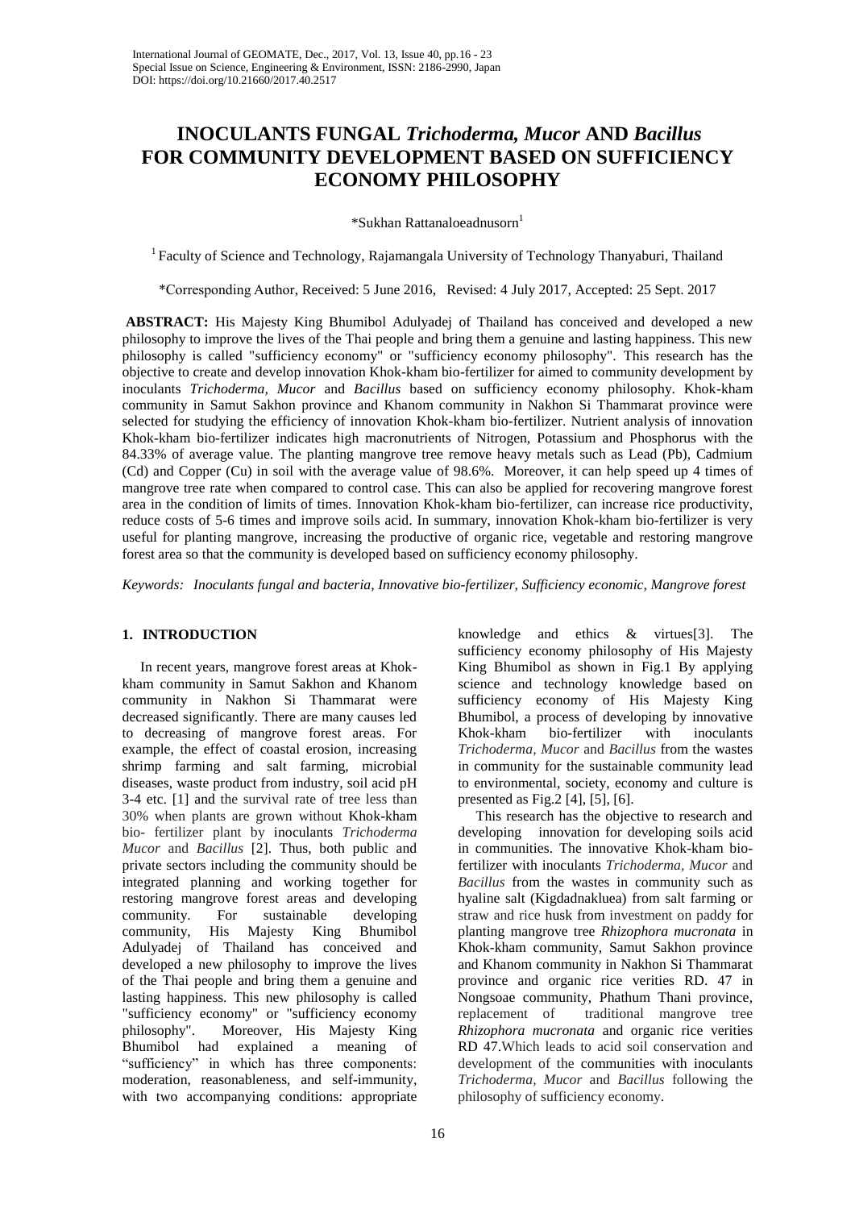# INOCULANTS FUNGAL *Trichoderma, Mucor* AND *Bacillus* FOR COMMUNITY DEVELOPMENT BASED ON SUFFICIENCY ECONOMY PHILOSOPHY

*Sukhan Rattanaloeadnusorn[1]

[1] Faculty of Science and Technology, Rajamangala University of Technology Thanyaburi, Thailand

*Corresponding Author, Received: 5 June 2016, Revised: 4 July 2017, Accepted: 25 Sept. 2017

**ABSTRACT:** His Majesty King Bhumibol Adulyadej of Thailand has conceived and developed a new philosophy to improve the lives of the Thai people and bring them a genuine and lasting happiness. This new philosophy is called "sufficiency economy" or "sufficiency economy philosophy". This research has the objective to create and develop innovation Khok-kham bio-fertilizer for aimed to community development by inoculants *Trichoderma, Mucor* and *Bacillus* based on sufficiency economy philosophy. Khok-kham community in Samut Sakhon province and Khanom community in Nakhon Si Thammarat province were selected for studying the efficiency of innovation Khok-kham bio-fertilizer. Nutrient analysis of innovation Khok-kham bio-fertilizer indicates high macronutrients of Nitrogen, Potassium and Phosphorus with the 84.33% of average value. The planting mangrove tree remove heavy metals such as Lead (Pb), Cadmium (Cd) and Copper (Cu) in soil with the average value of 98.6%. Moreover, it can help speed up 4 times of mangrove tree rate when compared to control case. This can also be applied for recovering mangrove forest area in the condition of limits of times. Innovation Khok-kham bio-fertilizer, can increase rice productivity, reduce costs of 5-6 times and improve soils acid. In summary, innovation Khok-kham bio-fertilizer is very useful for planting mangrove, increasing the productive of organic rice, vegetable and restoring mangrove forest area so that the community is developed based on sufficiency economy philosophy.

*Keywords: Inoculants fungal and bacteria, Innovative bio-fertilizer, Sufficiency economic, Mangrove forest*

## 1. INTRODUCTION

In recent years, mangrove forest areas at Khok-kham community in Samut Sakhon and Khanom community in Nakhon Si Thammarat were decreased significantly. There are many causes led to decreasing of mangrove forest areas. For example, the effect of coastal erosion, increasing shrimp farming and salt farming, microbial diseases, waste product from industry, soil acid pH 3-4 etc. [1] and the survival rate of tree less than 30% when plants are grown without Khok-kham bio- fertilizer plant by inoculants *Trichoderma Mucor* and *Bacillus* [2]. Thus, both public and private sectors including the community should be integrated planning and working together for restoring mangrove forest areas and developing community. For sustainable developing community, His Majesty King Bhumibol Adulyadej of Thailand has conceived and developed a new philosophy to improve the lives of the Thai people and bring them a genuine and lasting happiness. This new philosophy is called "sufficiency economy" or "sufficiency economy philosophy". Moreover, His Majesty King Bhumibol had explained a meaning of "sufficiency" in which has three components: moderation, reasonableness, and self-immunity, with two accompanying conditions: appropriate knowledge and ethics & virtues[3]. The sufficiency economy philosophy of His Majesty King Bhumibol as shown in Fig.1 By applying science and technology knowledge based on sufficiency economy of His Majesty King Bhumibol, a process of developing by innovative Khok-kham bio-fertilizer with inoculants *Trichoderma, Mucor* and *Bacillus* from the wastes in community for the sustainable community lead to environmental, society, economy and culture is presented as Fig.2 [4], [5], [6].

This research has the objective to research and developing innovation for developing soils acid in communities. The innovative Khok-kham bio-fertilizer with inoculants *Trichoderma, Mucor* and *Bacillus* from the wastes in community such as hyaline salt (Kigdadnakluea) from salt farming or straw and rice husk from investment on paddy for planting mangrove tree *Rhizophora mucronata* in Khok-kham community, Samut Sakhon province and Khanom community in Nakhon Si Thammarat province and organic rice verities RD. 47 in Nongsoae community, Phathum Thani province, replacement of traditional mangrove tree *Rhizophora mucronata* and organic rice verities RD 47.Which leads to acid soil conservation and development of the communities with inoculants *Trichoderma, Mucor* and *Bacillus* following the philosophy of sufficiency economy.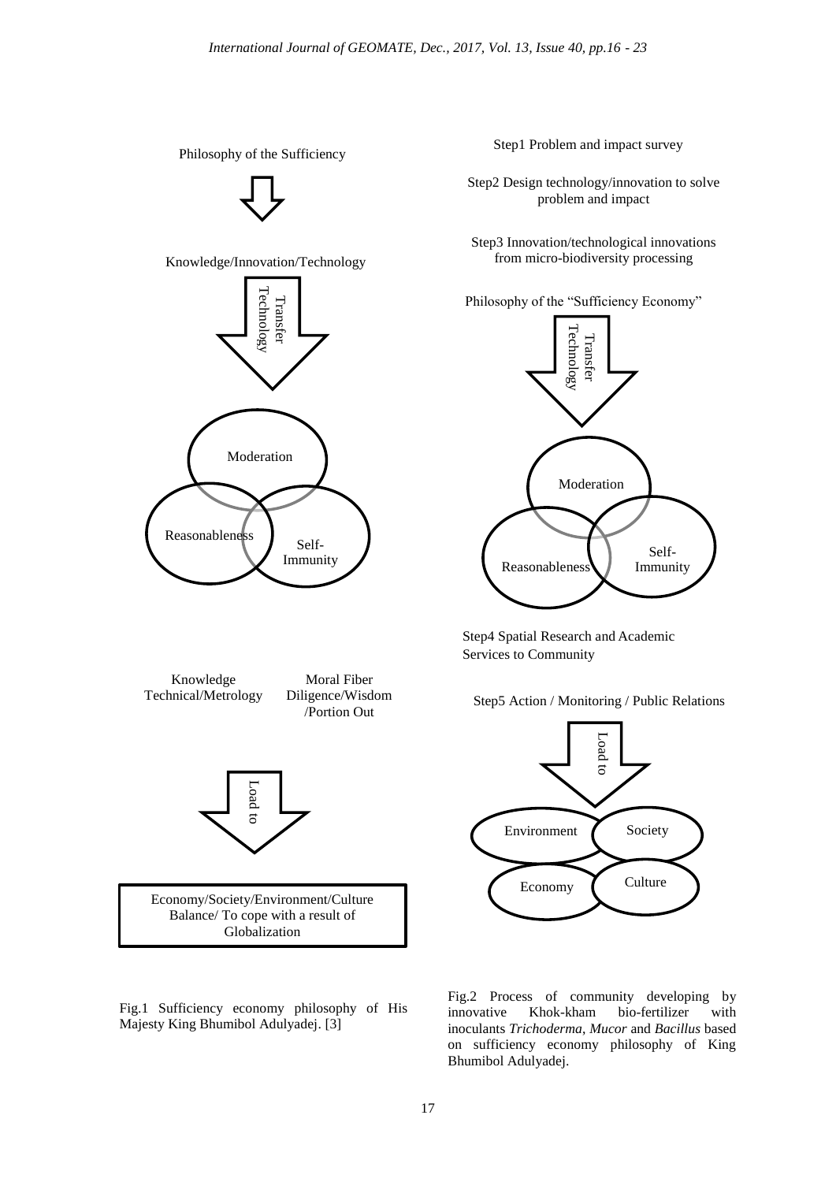Philosophy of the Sufficiency

Knowledge/Innovation/Technology

Transfer Technology

Moderation

Reasonableness

Self-Immunity

Knowledge Technical/Metrology

Moral Fiber Diligence/Wisdom /Portion Out

Load to

Economy/Society/Environment/Culture Balance/ To cope with a result of Globalization

Fig.1 Sufficiency economy philosophy of His Majesty King Bhumibol Adulyadej. [3]

Step1 Problem and impact survey

Step2 Design technology/innovation to solve problem and impact

Step3 Innovation/technological innovations from micro-biodiversity processing

Philosophy of the "Sufficiency Economy"

Transfer Technology

Moderation

Reasonableness

Self-Immunity

Step4 Spatial Research and Academic Services to Community

Step5 Action / Monitoring / Public Relations

Load to

Environment

Society

Economy

Culture

Fig.2 Process of community developing by innovative Khok-kham bio-fertilizer with inoculants *Trichoderma*, *Mucor* and *Bacillus* based on sufficiency economy philosophy of King Bhumibol Adulyadej.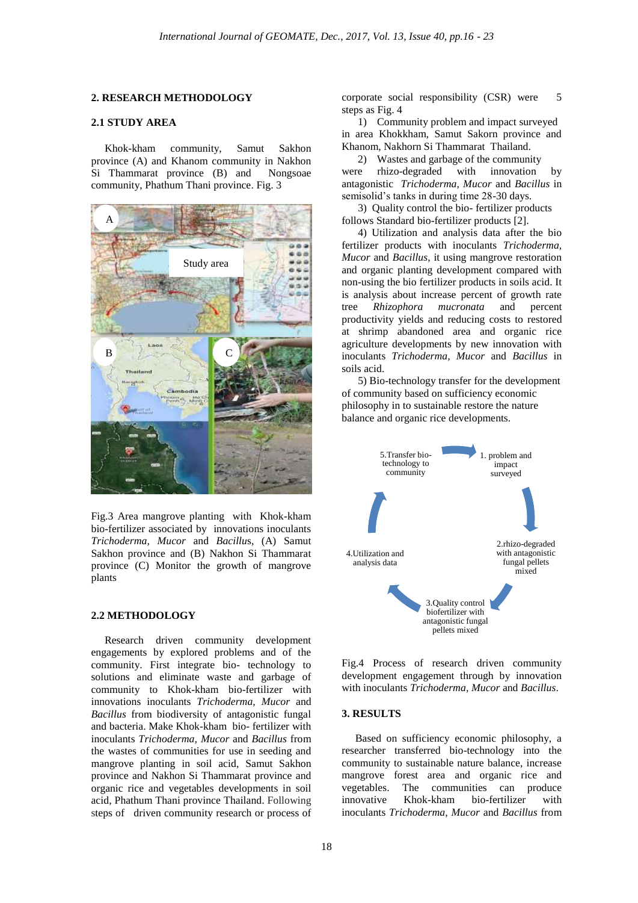## 2. RESEARCH METHODOLOGY

### 2.1 STUDY AREA

Khok-kham community, Samut Sakhon province (A) and Khanom community in Nakhon Si Thammarat province (B) and Nongsoae community, Phathum Thani province. Fig. 3

Fig.3 Area mangrove planting with Khok-kham bio-fertilizer associated by innovations inoculants *Trichoderma, Mucor* and *Bacillu*s, (A) Samut Sakhon province and (B) Nakhon Si Thammarat province (C) Monitor the growth of mangrove plants

### 2.2 METHODOLOGY

Research driven community development engagements by explored problems and of the community. First integrate bio- technology to solutions and eliminate waste and garbage of community to Khok-kham bio-fertilizer with innovations inoculants *Trichoderma*, *Mucor* and *Bacillus* from biodiversity of antagonistic fungal and bacteria. Make Khok-kham bio- fertilizer with inoculants *Trichoderma*, *Mucor* and *Bacillus* from the wastes of communities for use in seeding and mangrove planting in soil acid, Samut Sakhon province and Nakhon Si Thammarat province and organic rice and vegetables developments in soil acid, Phathum Thani province Thailand. Following steps of driven community research or process of corporate social responsibility (CSR) were 5 steps as Fig. 4

1) Community problem and impact surveyed in area Khokkham, Samut Sakorn province and Khanom, Nakhorn Si Thammarat Thailand.

2) Wastes and garbage of the community were rhizo-degraded with innovation by antagonistic *Trichoderma*, *Mucor* and *Bacillus* in semisolid's tanks in during time 28-30 days.

3) Quality control the bio- fertilizer products follows Standard bio-fertilizer products [2].

4) Utilization and analysis data after the bio fertilizer products with inoculants *Trichoderma, Mucor* and *Bacillus*, it using mangrove restoration and organic planting development compared with non-using the bio fertilizer products in soils acid. It is analysis about increase percent of growth rate tree *Rhizophora mucronata* and percent productivity yields and reducing costs to restored at shrimp abandoned area and organic rice agriculture developments by new innovation with inoculants *Trichoderma*, *Mucor* and *Bacillus* in soils acid.

5) Bio-technology transfer for the development of community based on sufficiency economic philosophy in to sustainable restore the nature balance and organic rice developments.

1. problem and impact surveyed → 2.rhizo-degraded with antagonistic fungal pellets mixed → 3.Quality control biofertilizer with antagonistic fungal pellets mixed → 4.Utilization and analysis data → 5.Transfer bio-technology to community

Fig.4 Process of research driven community development engagement through by innovation with inoculants *Trichoderma*, *Mucor* and *Bacillus*.

## 3. RESULTS

Based on sufficiency economic philosophy, a researcher transferred bio-technology into the community to sustainable nature balance, increase mangrove forest area and organic rice and vegetables. The communities can produce innovative Khok-kham bio-fertilizer with inoculants *Trichoderma*, *Mucor* and *Bacillus* from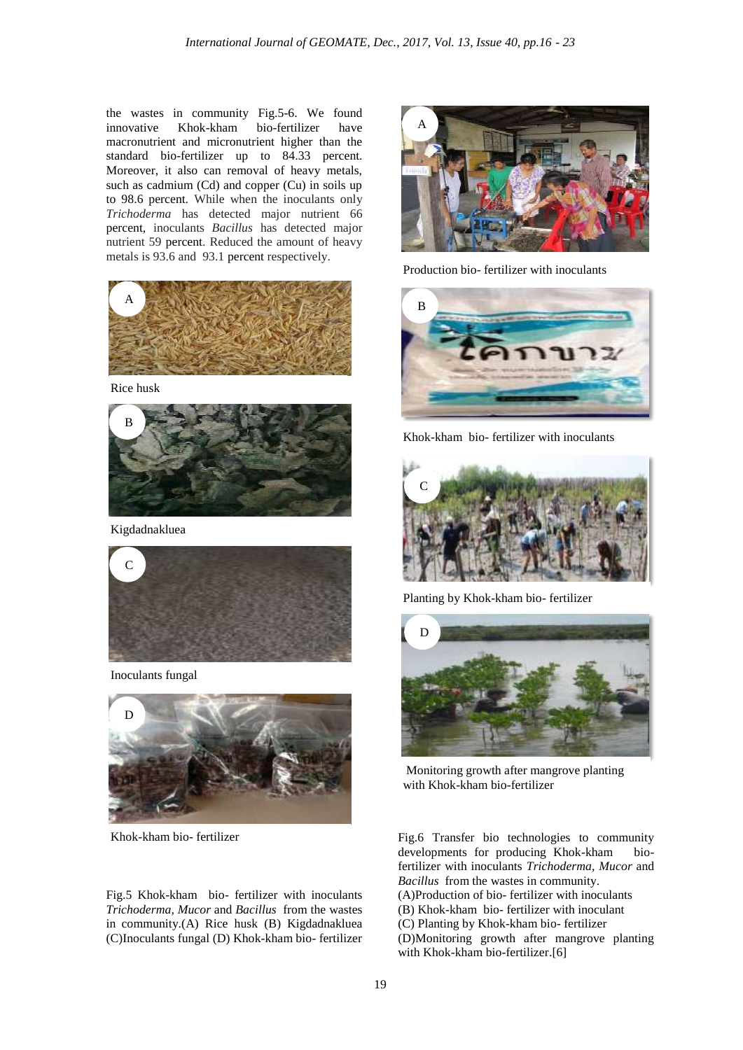the wastes in community Fig.5-6. We found innovative Khok-kham bio-fertilizer have macronutrient and micronutrient higher than the standard bio-fertilizer up to 84.33 percent. Moreover, it also can removal of heavy metals, such as cadmium (Cd) and copper (Cu) in soils up to 98.6 percent. While when the inoculants only *Trichoderma* has detected major nutrient 66 percent, inoculants *Bacillus* has detected major nutrient 59 percent. Reduced the amount of heavy metals is 93.6 and 93.1 percent respectively.

A

Rice husk

B

Kigdadnakluea

C

Inoculants fungal

D

Khok-kham bio- fertilizer

Fig.5 Khok-kham bio- fertilizer with inoculants *Trichoderma, Mucor* and *Bacillus* from the wastes in community.(A) Rice husk (B) Kigdadnakluea (C)Inoculants fungal (D) Khok-kham bio- fertilizer

A

Production bio- fertilizer with inoculants

B

Khok-kham bio- fertilizer with inoculants

C

Planting by Khok-kham bio- fertilizer

D

Monitoring growth after mangrove planting with Khok-kham bio-fertilizer

Fig.6 Transfer bio technologies to community developments for producing Khok-kham bio-fertilizer with inoculants *Trichoderma, Mucor* and *Bacillus* from the wastes in community.
(A)Production of bio- fertilizer with inoculants
(B) Khok-kham bio- fertilizer with inoculant
(C) Planting by Khok-kham bio- fertilizer
(D)Monitoring growth after mangrove planting with Khok-kham bio-fertilizer.[6]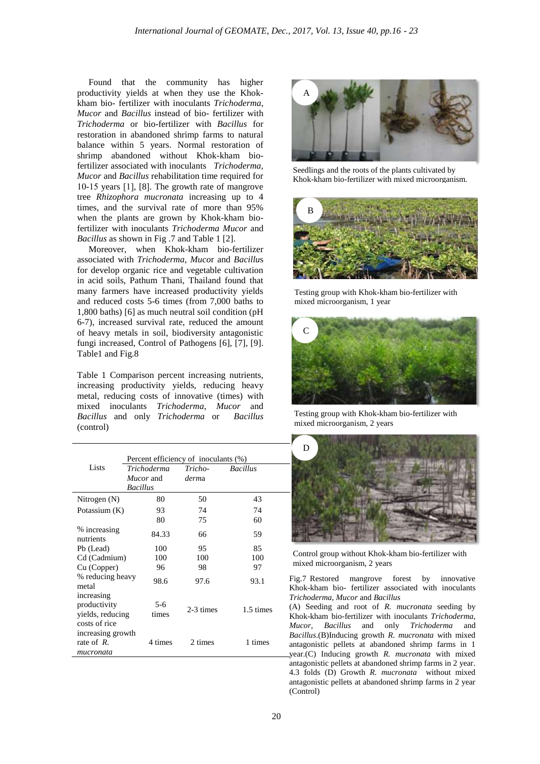Found that the community has higher productivity yields at when they use the Khok-kham bio- fertilizer with inoculants *Trichoderma*, *Mucor* and *Bacillus* instead of bio- fertilizer with *Trichoderma* or bio-fertilizer with *Bacillus* for restoration in abandoned shrimp farms to natural balance within 5 years. Normal restoration of shrimp abandoned without Khok-kham bio-fertilizer associated with inoculants *Trichoderma*, *Mucor* and *Bacillus* rehabilitation time required for 10-15 years [1], [8]. The growth rate of mangrove tree *Rhizophora mucronata* increasing up to 4 times, and the survival rate of more than 95% when the plants are grown by Khok-kham bio-fertilizer with inoculants *Trichoderma Mucor* and *Bacillus* as shown in Fig .7 and Table 1 [2].

Moreover, when Khok-kham bio-fertilizer associated with *Trichoderma*, *Mucor* and *Bacillus* for develop organic rice and vegetable cultivation in acid soils, Pathum Thani, Thailand found that many farmers have increased productivity yields and reduced costs 5-6 times (from 7,000 baths to 1,800 baths) [6] as much neutral soil condition (pH 6-7), increased survival rate, reduced the amount of heavy metals in soil, biodiversity antagonistic fungi increased, Control of Pathogens [6], [7], [9]. Table1 and Fig.8

Table 1 Comparison percent increasing nutrients, increasing productivity yields, reducing heavy metal, reducing costs of innovative (times) with mixed inoculants *Trichoderma*, *Mucor* and *Bacillus* and only *Trichoderma* or *Bacillus* (control)

| Lists | Percent efficiency of inoculants (%) | | |
|---|---|---|---|
| | *Trichoderma Mucor* and *Bacillus* | *Trichoderma* | *Bacillus* |
| Nitrogen (N) | 80 | 50 | 43 |
| Potassium (K) | 93 | 74 | 74 |
| | 80 | 75 | 60 |
| % increasing nutrients | 84.33 | 66 | 59 |
| Pb (Lead) | 100 | 95 | 85 |
| Cd (Cadmium) | 100 | 100 | 100 |
| Cu (Copper) | 96 | 98 | 97 |
| % reducing heavy metal | 98.6 | 97.6 | 93.1 |
| increasing productivity yields, reducing costs of rice | 5-6 times | 2-3 times | 1.5 times |
| increasing growth rate of *R. mucronata* | 4 times | 2 times | 1 times |

A — Seedlings and the roots of the plants cultivated by Khok-kham bio-fertilizer with mixed microorganism.

B — Testing group with Khok-kham bio-fertilizer with mixed microorganism, 1 year

C — Testing group with Khok-kham bio-fertilizer with mixed microorganism, 2 years

D — Control group without Khok-kham bio-fertilizer with mixed microorganism, 2 years

Fig.7 Restored mangrove forest by innovative Khok-kham bio- fertilizer associated with inoculants *Trichoderma*, *Mucor* and *Bacillus*
(A) Seeding and root of *R. mucronata* seeding by Khok-kham bio-fertilizer with inoculants *Trichoderma*, *Mucor*, *Bacillus* and only *Trichoderma* and *Bacillus*.(B)Inducing growth *R. mucronata* with mixed antagonistic pellets at abandoned shrimp farms in 1 year.(C) Inducing growth *R. mucronata* with mixed antagonistic pellets at abandoned shrimp farms in 2 year. 4.3 folds (D) Growth *R. mucronata* without mixed antagonistic pellets at abandoned shrimp farms in 2 year (Control)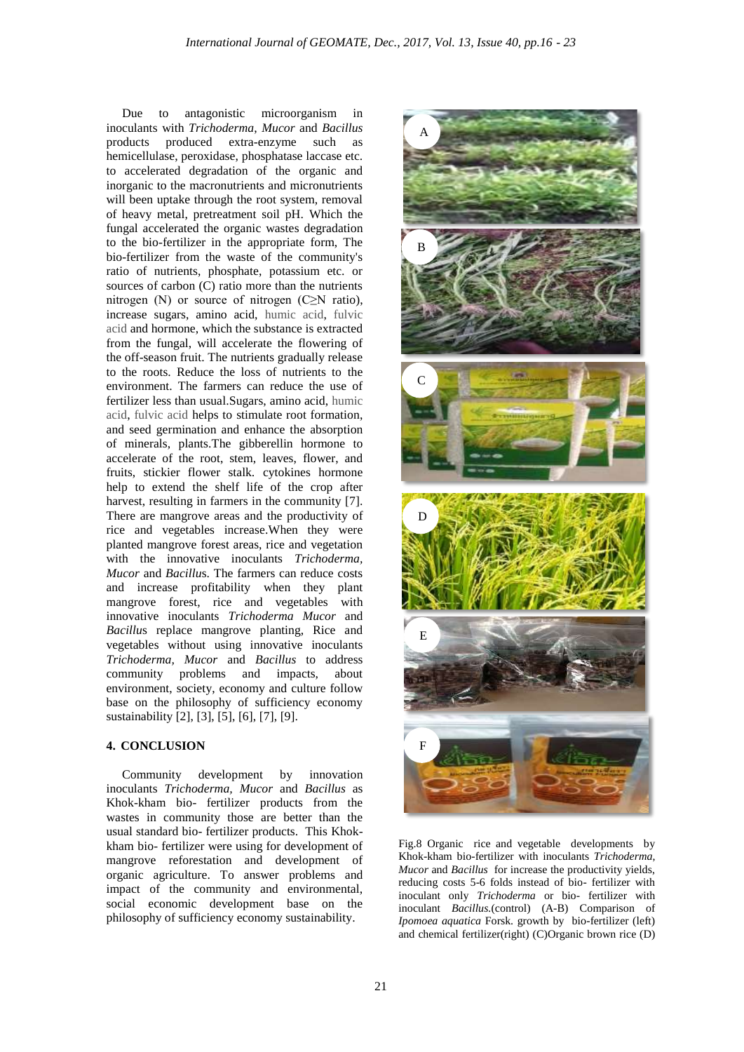Due to antagonistic microorganism in inoculants with *Trichoderma*, *Mucor* and *Bacillus* products produced extra-enzyme such as hemicellulase, peroxidase, phosphatase laccase etc. to accelerated degradation of the organic and inorganic to the macronutrients and micronutrients will been uptake through the root system, removal of heavy metal, pretreatment soil pH. Which the fungal accelerated the organic wastes degradation to the bio-fertilizer in the appropriate form, The bio-fertilizer from the waste of the community's ratio of nutrients, phosphate, potassium etc. or sources of carbon (C) ratio more than the nutrients nitrogen (N) or source of nitrogen (C≥N ratio), increase sugars, amino acid, humic acid, fulvic acid and hormone, which the substance is extracted from the fungal, will accelerate the flowering of the off-season fruit. The nutrients gradually release to the roots. Reduce the loss of nutrients to the environment. The farmers can reduce the use of fertilizer less than usual.Sugars, amino acid, humic acid, fulvic acid helps to stimulate root formation, and seed germination and enhance the absorption of minerals, plants.The gibberellin hormone to accelerate of the root, stem, leaves, flower, and fruits, stickier flower stalk. cytokines hormone help to extend the shelf life of the crop after harvest, resulting in farmers in the community [7]. There are mangrove areas and the productivity of rice and vegetables increase.When they were planted mangrove forest areas, rice and vegetation with the innovative inoculants *Trichoderma, Mucor* and *Bacillus*. The farmers can reduce costs and increase profitability when they plant mangrove forest, rice and vegetables with innovative inoculants *Trichoderma Mucor* and *Bacillus* replace mangrove planting, Rice and vegetables without using innovative inoculants *Trichoderma, Mucor* and *Bacillus* to address community problems and impacts, about environment, society, economy and culture follow base on the philosophy of sufficiency economy sustainability [2], [3], [5], [6], [7], [9].

## 4. CONCLUSION

Community development by innovation inoculants *Trichoderma, Mucor* and *Bacillus* as Khok-kham bio- fertilizer products from the wastes in community those are better than the usual standard bio- fertilizer products. This Khok-kham bio- fertilizer were using for development of mangrove reforestation and development of organic agriculture. To answer problems and impact of the community with environmental, social economic development base on the philosophy of sufficiency economy sustainability.

Fig.8 Organic rice and vegetable developments by Khok-kham bio-fertilizer with inoculants *Trichoderma, Mucor* and *Bacillus* for increase the productivity yields, reducing costs 5-6 folds instead of bio- fertilizer with inoculant only *Trichoderma* or bio- fertilizer with inoculant *Bacillus*.(control) (A-B) Comparison of *Ipomoea aquatica* Forsk. growth by bio-fertilizer (left) and chemical fertilizer(right) (C)Organic brown rice (D)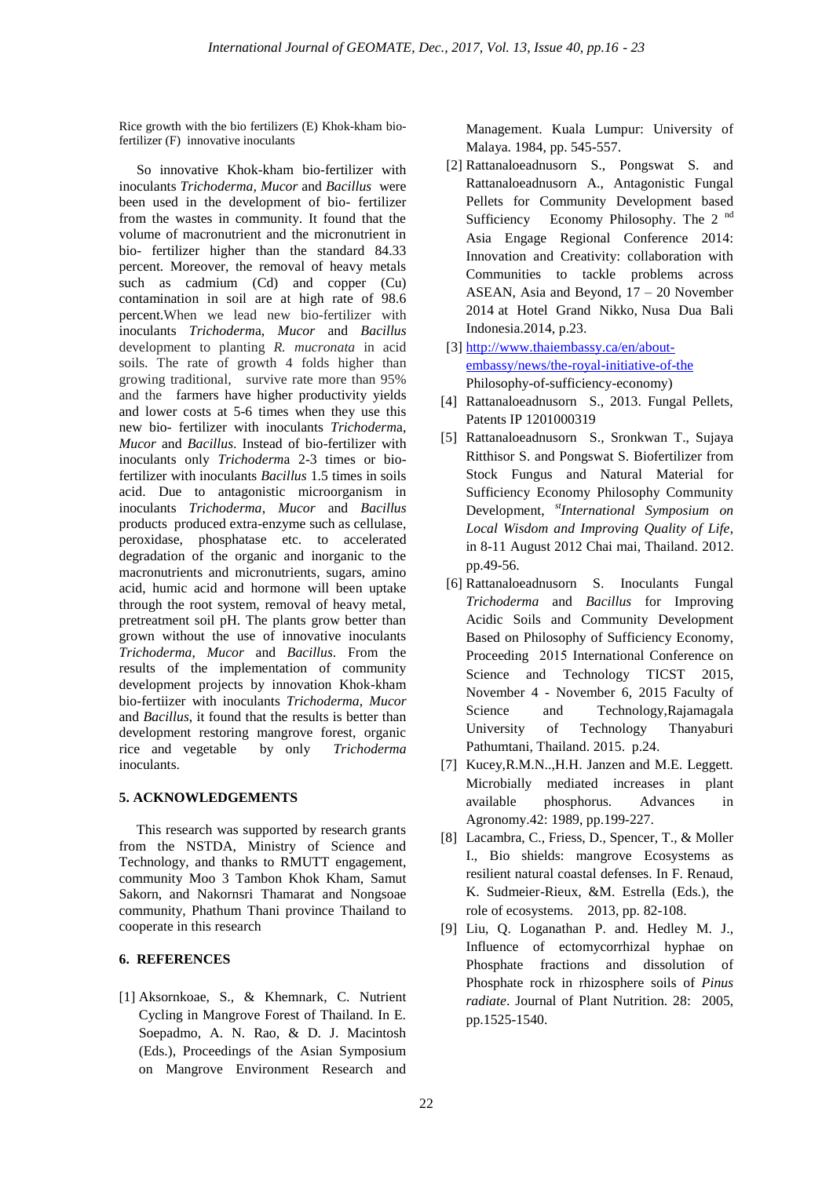Rice growth with the bio fertilizers (E) Khok-kham bio-fertilizer (F) innovative inoculants

So innovative Khok-kham bio-fertilizer with inoculants *Trichoderma, Mucor* and *Bacillus* were been used in the development of bio- fertilizer from the wastes in community. It found that the volume of macronutrient and the micronutrient in bio- fertilizer higher than the standard 84.33 percent. Moreover, the removal of heavy metals such as cadmium (Cd) and copper (Cu) contamination in soil are at high rate of 98.6 percent.When we lead new bio-fertilizer with inoculants *Trichoderm*a, *Mucor* and *Bacillus* development to planting *R. mucronata* in acid soils. The rate of growth 4 folds higher than growing traditional, survive rate more than 95% and the farmers have higher productivity yields and lower costs at 5-6 times when they use this new bio- fertilizer with inoculants *Trichoderm*a, *Mucor* and *Bacillus*. Instead of bio-fertilizer with inoculants only *Trichoderm*a 2-3 times or bio-fertilizer with inoculants *Bacillus* 1.5 times in soils acid. Due to antagonistic microorganism in inoculants *Trichoderma*, *Mucor* and *Bacillus* products produced extra-enzyme such as cellulase, peroxidase, phosphatase etc. to accelerated degradation of the organic and inorganic to the macronutrients and micronutrients, sugars, amino acid, humic acid and hormone will been uptake through the root system, removal of heavy metal, pretreatment soil pH. The plants grow better than grown without the use of innovative inoculants *Trichoderma*, *Mucor* and *Bacillus*. From the results of the implementation of community development projects by innovation Khok-kham bio-fertiizer with inoculants *Trichoderma*, *Mucor* and *Bacillus*, it found that the results is better than development restoring mangrove forest, organic rice and vegetable by only *Trichoderma* inoculants.

## 5. ACKNOWLEDGEMENTS

This research was supported by research grants from the NSTDA, Ministry of Science and Technology, and thanks to RMUTT engagement, community Moo 3 Tambon Khok Kham, Samut Sakorn, and Nakornsri Thamarat and Nongsoae community, Phathum Thani province Thailand to cooperate in this research

## 6. REFERENCES

[1] Aksornkoae, S., & Khemnark, C. Nutrient Cycling in Mangrove Forest of Thailand. In E. Soepadmo, A. N. Rao, & D. J. Macintosh (Eds.), Proceedings of the Asian Symposium on Mangrove Environment Research and Management. Kuala Lumpur: University of Malaya. 1984, pp. 545-557.

[2] Rattanaloeadnusorn S., Pongswat S. and Rattanaloeadnusorn A., Antagonistic Fungal Pellets for Community Development based Sufficiency Economy Philosophy. The 2[nd] Asia Engage Regional Conference 2014: Innovation and Creativity: collaboration with Communities to tackle problems across ASEAN, Asia and Beyond, 17 – 20 November 2014 at Hotel Grand Nikko, Nusa Dua Bali Indonesia.2014, p.23.

[3] http://www.thaiembassy.ca/en/about-embassy/news/the-royal-initiative-of-the Philosophy-of-sufficiency-economy)

[4] Rattanaloeadnusorn S., 2013. Fungal Pellets, Patents IP 1201000319

[5] Rattanaloeadnusorn S., Sronkwan T., Sujaya Ritthisor S. and Pongswat S. Biofertilizer from Stock Fungus and Natural Material for Sufficiency Economy Philosophy Community Development, [st]*International Symposium on Local Wisdom and Improving Quality of Life*, in 8-11 August 2012 Chai mai, Thailand. 2012. pp.49-56.

[6] Rattanaloeadnusorn S. Inoculants Fungal *Trichoderma* and *Bacillus* for Improving Acidic Soils and Community Development Based on Philosophy of Sufficiency Economy, Proceeding 2015 International Conference on Science and Technology TICST 2015, November 4 - November 6, 2015 Faculty of Science and Technology,Rajamagala University of Technology Thanyaburi Pathumtani, Thailand. 2015. p.24.

[7] Kucey,R.M.N..,H.H. Janzen and M.E. Leggett. Microbially mediated increases in plant available phosphorus. Advances in Agronomy.42: 1989, pp.199-227.

[8] Lacambra, C., Friess, D., Spencer, T., & Moller I., Bio shields: mangrove Ecosystems as resilient natural coastal defenses. In F. Renaud, K. Sudmeier-Rieux, &M. Estrella (Eds.), the role of ecosystems. 2013, pp. 82-108.

[9] Liu, Q. Loganathan P. and. Hedley M. J., Influence of ectomycorrhizal hyphae on Phosphate fractions and dissolution of Phosphate rock in rhizosphere soils of *Pinus radiate*. Journal of Plant Nutrition. 28: 2005, pp.1525-1540.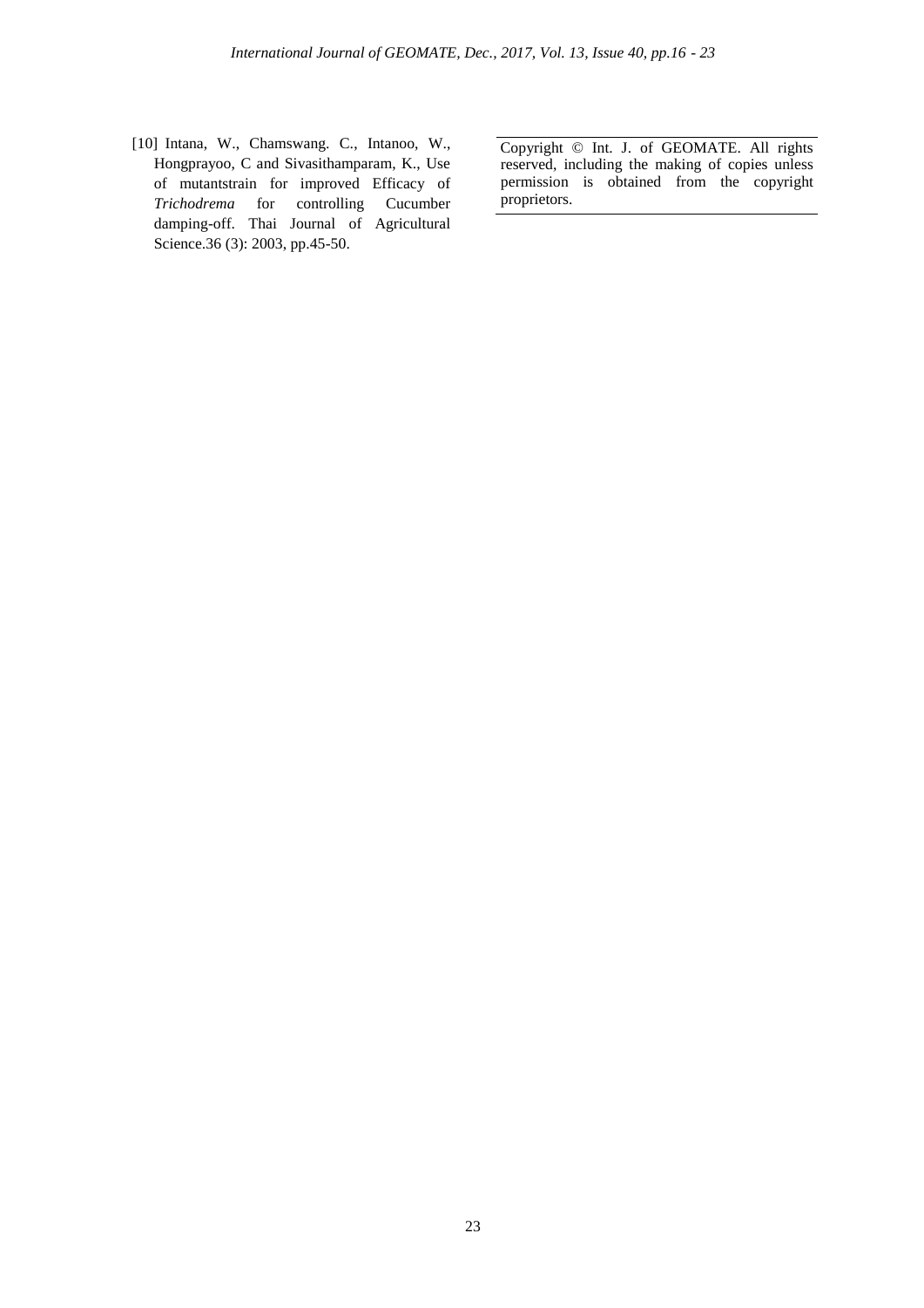[10] Intana, W., Chamswang. C., Intanoo, W., Hongprayoo, C and Sivasithamparam, K., Use of mutantstrain for improved Efficacy of *Trichodrema* for controlling Cucumber damping-off. Thai Journal of Agricultural Science.36 (3): 2003, pp.45-50.

---

Copyright © Int. J. of GEOMATE. All rights reserved, including the making of copies unless permission is obtained from the copyright proprietors.

---